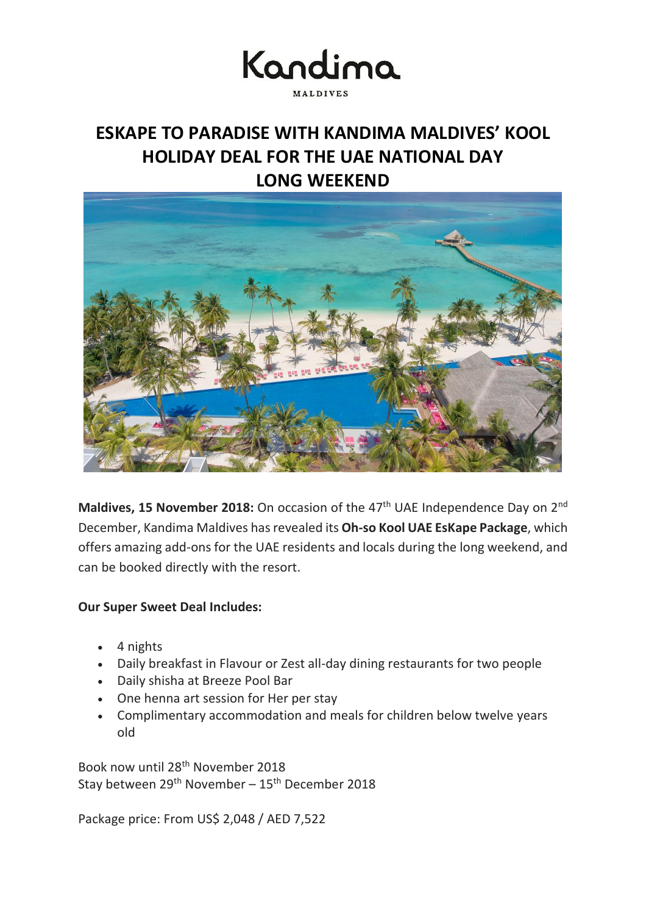Kandima

MALDIVES

# ESKAPE TO PARADISE WITH KANDIMA MALDIVES' KOOL HOLIDAY DEAL FOR THE UAE NATIONAL DAY LONG WEEKEND

**Maldives, 15 November 2018:** On occasion of the 47th UAE Independence Day on 2nd December, Kandima Maldives has revealed its **Oh-so Kool UAE EsKape Package**, which offers amazing add-ons for the UAE residents and locals during the long weekend, and can be booked directly with the resort.

**Our Super Sweet Deal Includes:**

- 4 nights
- Daily breakfast in Flavour or Zest all-day dining restaurants for two people
- Daily shisha at Breeze Pool Bar
- One henna art session for Her per stay
- Complimentary accommodation and meals for children below twelve years old

Book now until 28th November 2018
Stay between 29th November – 15th December 2018

Package price: From US$ 2,048 / AED 7,522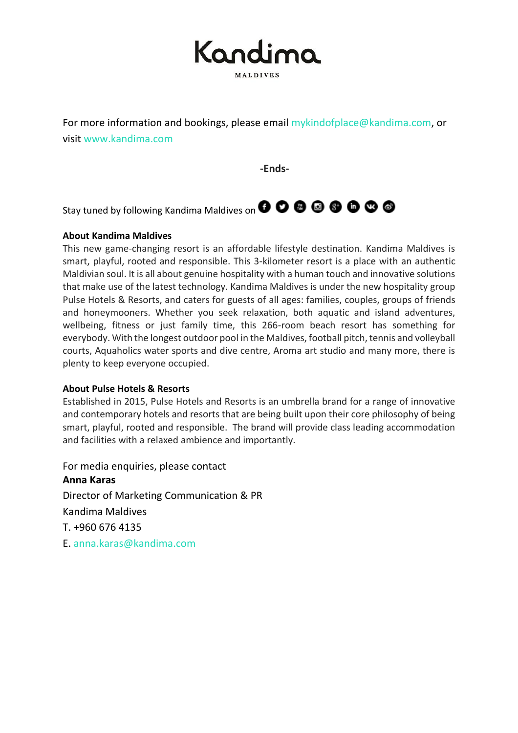# Kandima

MALDIVES

For more information and bookings, please email mykindofplace@kandima.com, or visit www.kandima.com

**-Ends-**

Stay tuned by following Kandima Maldives on

**About Kandima Maldives**

This new game-changing resort is an affordable lifestyle destination. Kandima Maldives is smart, playful, rooted and responsible. This 3-kilometer resort is a place with an authentic Maldivian soul. It is all about genuine hospitality with a human touch and innovative solutions that make use of the latest technology. Kandima Maldives is under the new hospitality group Pulse Hotels & Resorts, and caters for guests of all ages: families, couples, groups of friends and honeymooners. Whether you seek relaxation, both aquatic and island adventures, wellbeing, fitness or just family time, this 266-room beach resort has something for everybody. With the longest outdoor pool in the Maldives, football pitch, tennis and volleyball courts, Aquaholics water sports and dive centre, Aroma art studio and many more, there is plenty to keep everyone occupied.

**About Pulse Hotels & Resorts**

Established in 2015, Pulse Hotels and Resorts is an umbrella brand for a range of innovative and contemporary hotels and resorts that are being built upon their core philosophy of being smart, playful, rooted and responsible. The brand will provide class leading accommodation and facilities with a relaxed ambience and importantly.

For media enquiries, please contact
**Anna Karas**
Director of Marketing Communication & PR
Kandima Maldives
T. +960 676 4135
E. anna.karas@kandima.com